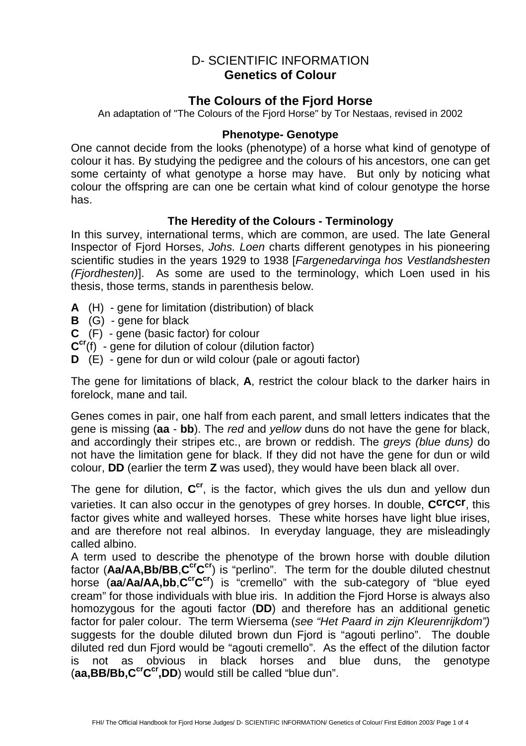# D- SCIENTIFIC INFORMATION
## Genetics of Colour

## The Colours of the Fjord Horse

An adaptation of "The Colours of the Fjord Horse" by Tor Nestaas, revised in 2002

### Phenotype- Genotype

One cannot decide from the looks (phenotype) of a horse what kind of genotype of colour it has. By studying the pedigree and the colours of his ancestors, one can get some certainty of what genotype a horse may have. But only by noticing what colour the offspring are can one be certain what kind of colour genotype the horse has.

### The Heredity of the Colours - Terminology

In this survey, international terms, which are common, are used. The late General Inspector of Fjord Horses, *Johs. Loen* charts different genotypes in his pioneering scientific studies in the years 1929 to 1938 [*Fargenedarvinga hos Vestlandshesten (Fjordhesten)*]. As some are used to the terminology, which Loen used in his thesis, those terms, stands in parenthesis below.

- **A** (H) - gene for limitation (distribution) of black
- **B** (G) - gene for black
- **C** (F) - gene (basic factor) for colour
- $\mathbf{C^{cr}}$(f) - gene for dilution of colour (dilution factor)
- **D** (E) - gene for dun or wild colour (pale or agouti factor)

The gene for limitations of black, **A**, restrict the colour black to the darker hairs in forelock, mane and tail.

Genes comes in pair, one half from each parent, and small letters indicates that the gene is missing (**aa** - **bb**). The *red* and *yellow* duns do not have the gene for black, and accordingly their stripes etc., are brown or reddish. The *greys (blue duns)* do not have the limitation gene for black. If they did not have the gene for dun or wild colour, **DD** (earlier the term **Z** was used), they would have been black all over.

The gene for dilution, $\mathbf{C^{cr}}$, is the factor, which gives the uls dun and yellow dun varieties. It can also occur in the genotypes of grey horses. In double, $\mathbf{C^{cr}C^{cr}}$, this factor gives white and walleyed horses. These white horses have light blue irises, and are therefore not real albinos. In everyday language, they are misleadingly called albino.

A term used to describe the phenotype of the brown horse with double dilution factor (**Aa/AA,Bb/BB**,$\mathbf{C^{cr}C^{cr}}$) is "perlino". The term for the double diluted chestnut horse (**aa**/**Aa/AA,bb**,$\mathbf{C^{cr}C^{cr}}$) is "cremello" with the sub-category of "blue eyed cream" for those individuals with blue iris. In addition the Fjord Horse is always also homozygous for the agouti factor (**DD**) and therefore has an additional genetic factor for paler colour. The term Wiersema (*see "Het Paard in zijn Kleurenrijkdom")* suggests for the double diluted brown dun Fjord is "agouti perlino". The double diluted red dun Fjord would be "agouti cremello". As the effect of the dilution factor is not as obvious in black horses and blue duns, the genotype (**aa,BB/Bb,**$\mathbf{C^{cr}C^{cr}}$**,DD**) would still be called "blue dun".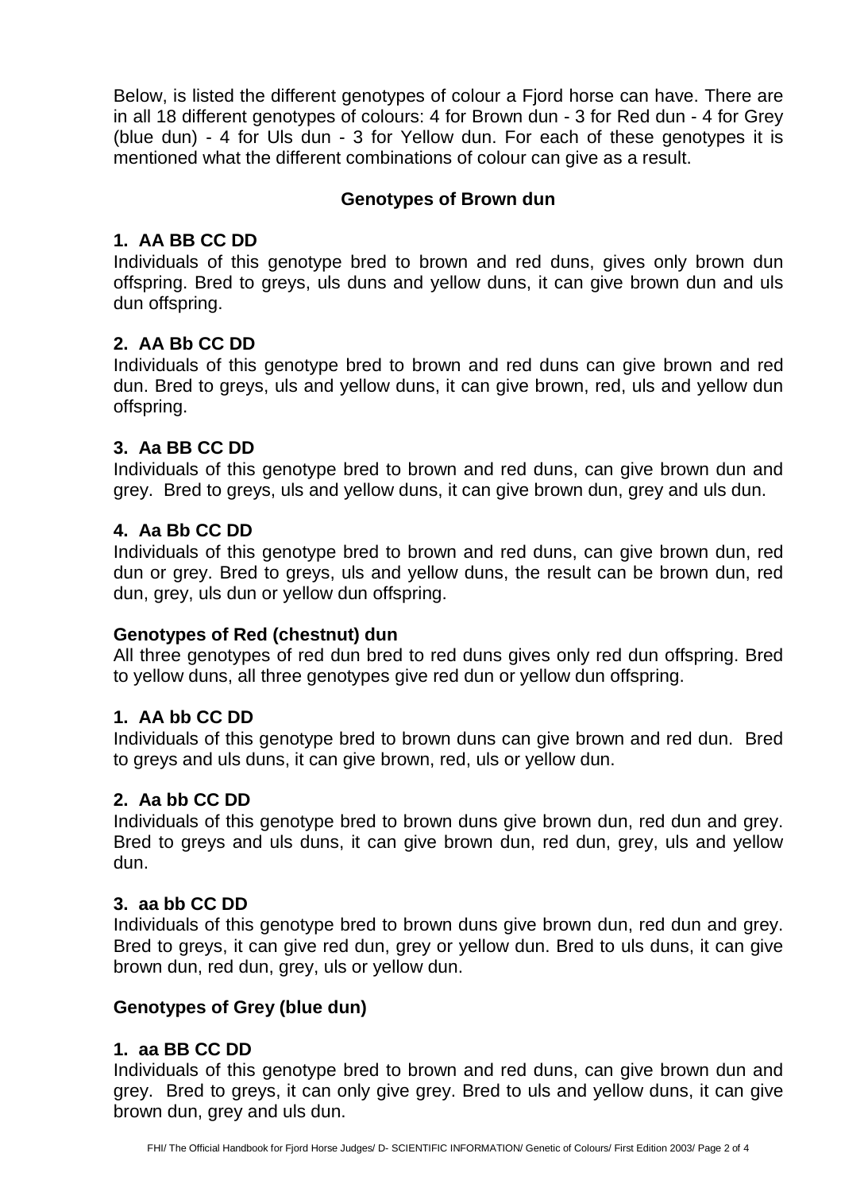Below, is listed the different genotypes of colour a Fjord horse can have. There are in all 18 different genotypes of colours: 4 for Brown dun - 3 for Red dun - 4 for Grey (blue dun) - 4 for Uls dun - 3 for Yellow dun. For each of these genotypes it is mentioned what the different combinations of colour can give as a result.

## Genotypes of Brown dun

### 1. AA BB CC DD

Individuals of this genotype bred to brown and red duns, gives only brown dun offspring. Bred to greys, uls duns and yellow duns, it can give brown dun and uls dun offspring.

### 2. AA Bb CC DD

Individuals of this genotype bred to brown and red duns can give brown and red dun. Bred to greys, uls and yellow duns, it can give brown, red, uls and yellow dun offspring.

### 3. Aa BB CC DD

Individuals of this genotype bred to brown and red duns, can give brown dun and grey. Bred to greys, uls and yellow duns, it can give brown dun, grey and uls dun.

### 4. Aa Bb CC DD

Individuals of this genotype bred to brown and red duns, can give brown dun, red dun or grey. Bred to greys, uls and yellow duns, the result can be brown dun, red dun, grey, uls dun or yellow dun offspring.

## Genotypes of Red (chestnut) dun

All three genotypes of red dun bred to red duns gives only red dun offspring. Bred to yellow duns, all three genotypes give red dun or yellow dun offspring.

### 1. AA bb CC DD

Individuals of this genotype bred to brown duns can give brown and red dun. Bred to greys and uls duns, it can give brown, red, uls or yellow dun.

### 2. Aa bb CC DD

Individuals of this genotype bred to brown duns give brown dun, red dun and grey. Bred to greys and uls duns, it can give brown dun, red dun, grey, uls and yellow dun.

### 3. aa bb CC DD

Individuals of this genotype bred to brown duns give brown dun, red dun and grey. Bred to greys, it can give red dun, grey or yellow dun. Bred to uls duns, it can give brown dun, red dun, grey, uls or yellow dun.

## Genotypes of Grey (blue dun)

### 1. aa BB CC DD

Individuals of this genotype bred to brown and red duns, can give brown dun and grey. Bred to greys, it can only give grey. Bred to uls and yellow duns, it can give brown dun, grey and uls dun.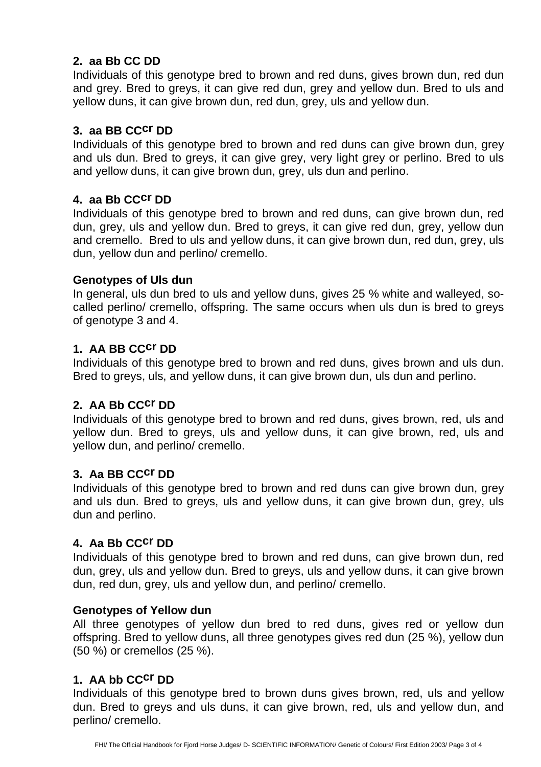### 2. aa Bb CC DD

Individuals of this genotype bred to brown and red duns, gives brown dun, red dun and grey. Bred to greys, it can give red dun, grey and yellow dun. Bred to uls and yellow duns, it can give brown dun, red dun, grey, uls and yellow dun.

### 3. aa BB CC$^{cr}$ DD

Individuals of this genotype bred to brown and red duns can give brown dun, grey and uls dun. Bred to greys, it can give grey, very light grey or perlino. Bred to uls and yellow duns, it can give brown dun, grey, uls dun and perlino.

### 4. aa Bb CC$^{cr}$ DD

Individuals of this genotype bred to brown and red duns, can give brown dun, red dun, grey, uls and yellow dun. Bred to greys, it can give red dun, grey, yellow dun and cremello. Bred to uls and yellow duns, it can give brown dun, red dun, grey, uls dun, yellow dun and perlino/ cremello.

### Genotypes of Uls dun

In general, uls dun bred to uls and yellow duns, gives 25 % white and walleyed, so-called perlino/ cremello, offspring. The same occurs when uls dun is bred to greys of genotype 3 and 4.

### 1. AA BB CC$^{cr}$ DD

Individuals of this genotype bred to brown and red duns, gives brown and uls dun. Bred to greys, uls, and yellow duns, it can give brown dun, uls dun and perlino.

### 2. AA Bb CC$^{cr}$ DD

Individuals of this genotype bred to brown and red duns, gives brown, red, uls and yellow dun. Bred to greys, uls and yellow duns, it can give brown, red, uls and yellow dun, and perlino/ cremello.

### 3. Aa BB CC$^{cr}$ DD

Individuals of this genotype bred to brown and red duns can give brown dun, grey and uls dun. Bred to greys, uls and yellow duns, it can give brown dun, grey, uls dun and perlino.

### 4. Aa Bb CC$^{cr}$ DD

Individuals of this genotype bred to brown and red duns, can give brown dun, red dun, grey, uls and yellow dun. Bred to greys, uls and yellow duns, it can give brown dun, red dun, grey, uls and yellow dun, and perlino/ cremello.

### Genotypes of Yellow dun

All three genotypes of yellow dun bred to red duns, gives red or yellow dun offspring. Bred to yellow duns, all three genotypes gives red dun (25 %), yellow dun (50 %) or cremellos (25 %).

### 1. AA bb CC$^{cr}$ DD

Individuals of this genotype bred to brown duns gives brown, red, uls and yellow dun. Bred to greys and uls duns, it can give brown, red, uls and yellow dun, and perlino/ cremello.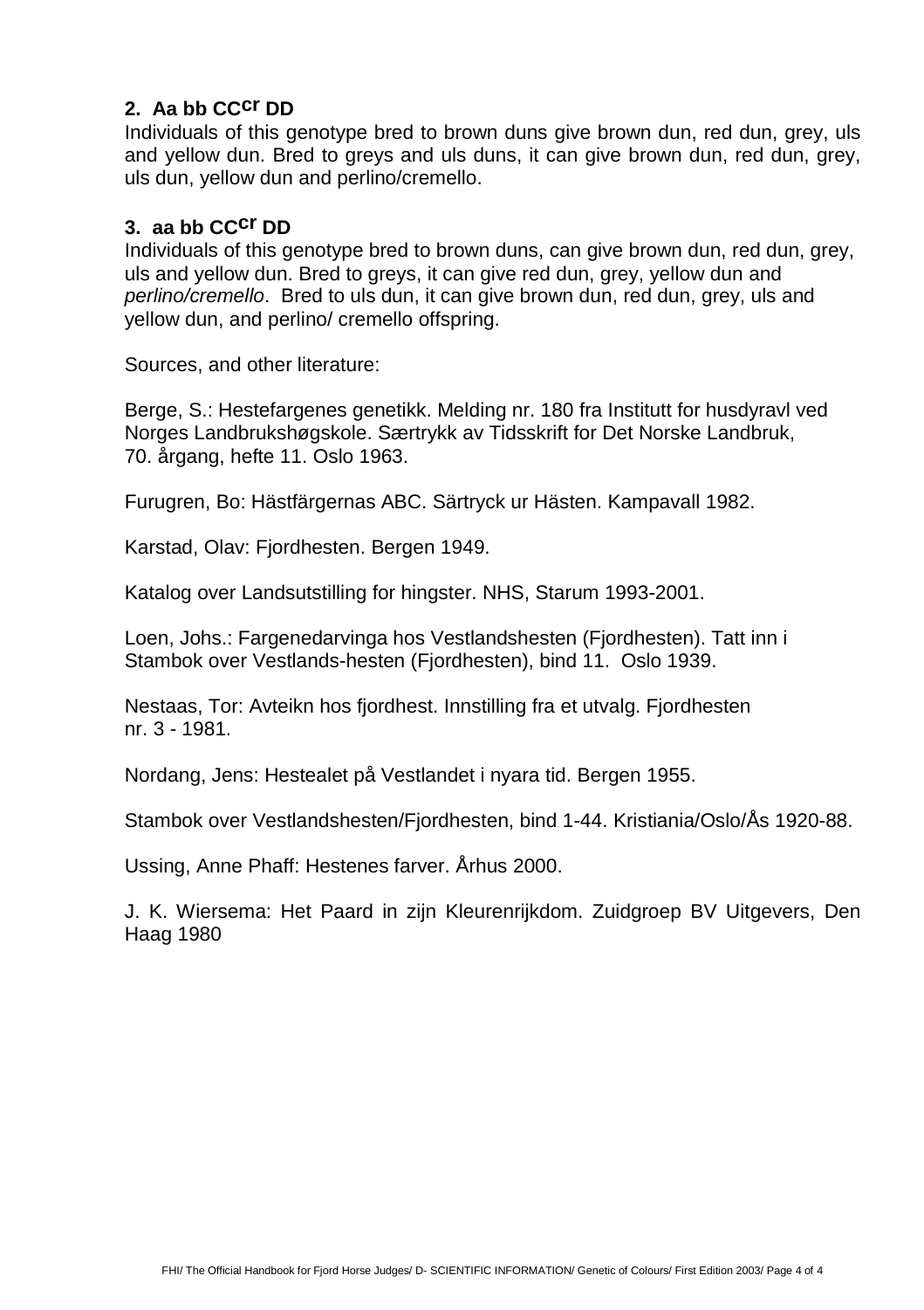### 2. Aa bb CC$^{cr}$ DD

Individuals of this genotype bred to brown duns give brown dun, red dun, grey, uls and yellow dun. Bred to greys and uls duns, it can give brown dun, red dun, grey, uls dun, yellow dun and perlino/cremello.

### 3. aa bb CC$^{cr}$ DD

Individuals of this genotype bred to brown duns, can give brown dun, red dun, grey, uls and yellow dun. Bred to greys, it can give red dun, grey, yellow dun and *perlino/cremello*. Bred to uls dun, it can give brown dun, red dun, grey, uls and yellow dun, and perlino/ cremello offspring.

Sources, and other literature:

Berge, S.: Hestefargenes genetikk. Melding nr. 180 fra Institutt for husdyravl ved Norges Landbrukshøgskole. Særtrykk av Tidsskrift for Det Norske Landbruk, 70. årgang, hefte 11. Oslo 1963.

Furugren, Bo: Hästfärgernas ABC. Särtryck ur Hästen. Kampavall 1982.

Karstad, Olav: Fjordhesten. Bergen 1949.

Katalog over Landsutstilling for hingster. NHS, Starum 1993-2001.

Loen, Johs.: Fargenedarvinga hos Vestlandshesten (Fjordhesten). Tatt inn i Stambok over Vestlands-hesten (Fjordhesten), bind 11. Oslo 1939.

Nestaas, Tor: Avteikn hos fjordhest. Innstilling fra et utvalg. Fjordhesten nr. 3 - 1981.

Nordang, Jens: Hestealet på Vestlandet i nyara tid. Bergen 1955.

Stambok over Vestlandshesten/Fjordhesten, bind 1-44. Kristiania/Oslo/Ås 1920-88.

Ussing, Anne Phaff: Hestenes farver. Århus 2000.

J. K. Wiersema: Het Paard in zijn Kleurenrijkdom. Zuidgroep BV Uitgevers, Den Haag 1980